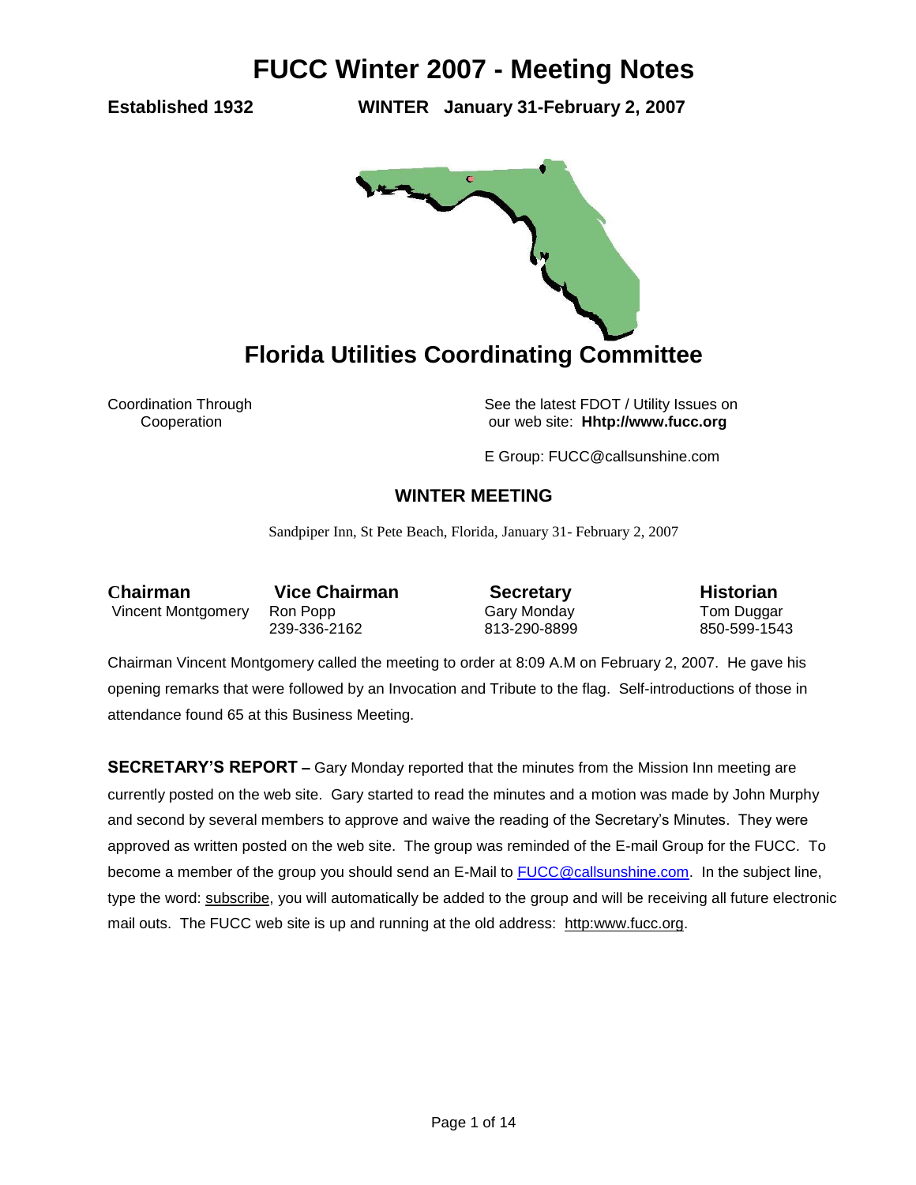# FUCC Winter 2007 - Meeting Notes

**Established 1932** **WINTER January 31-February 2, 2007**

## Florida Utilities Coordinating Committee

Coordination Through Cooperation

See the latest FDOT / Utility Issues on our web site: **Hhttp://www.fucc.org**

E Group: FUCC@callsunshine.com

### WINTER MEETING

Sandpiper Inn, St Pete Beach, Florida, January 31- February 2, 2007

| Chairman | Vice Chairman | Secretary | Historian |
|---|---|---|---|
| Vincent Montgomery | Ron Popp | Gary Monday | Tom Duggar |
| | 239-336-2162 | 813-290-8899 | 850-599-1543 |

Chairman Vincent Montgomery called the meeting to order at 8:09 A.M on February 2, 2007. He gave his opening remarks that were followed by an Invocation and Tribute to the flag. Self-introductions of those in attendance found 65 at this Business Meeting.

**SECRETARY'S REPORT –** Gary Monday reported that the minutes from the Mission Inn meeting are currently posted on the web site. Gary started to read the minutes and a motion was made by John Murphy and second by several members to approve and waive the reading of the Secretary's Minutes. They were approved as written posted on the web site. The group was reminded of the E-mail Group for the FUCC. To become a member of the group you should send an E-Mail to FUCC@callsunshine.com. In the subject line, type the word: subscribe, you will automatically be added to the group and will be receiving all future electronic mail outs. The FUCC web site is up and running at the old address: http:www.fucc.org.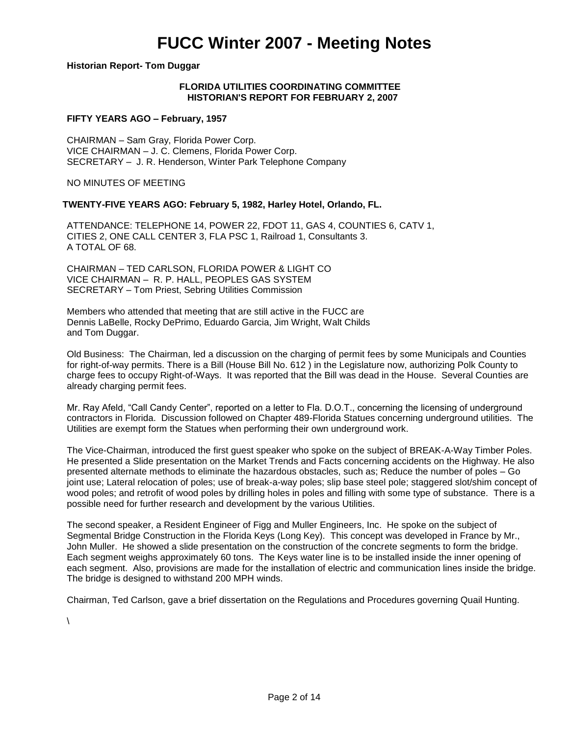# FUCC Winter 2007 - Meeting Notes

**Historian Report- Tom Duggar**

**FLORIDA UTILITIES COORDINATING COMMITTEE**
**HISTORIAN'S REPORT FOR FEBRUARY 2, 2007**

**FIFTY YEARS AGO – February, 1957**

CHAIRMAN – Sam Gray, Florida Power Corp.
VICE CHAIRMAN – J. C. Clemens, Florida Power Corp.
SECRETARY – J. R. Henderson, Winter Park Telephone Company

NO MINUTES OF MEETING

**TWENTY-FIVE YEARS AGO: February 5, 1982, Harley Hotel, Orlando, FL.**

ATTENDANCE: TELEPHONE 14, POWER 22, FDOT 11, GAS 4, COUNTIES 6, CATV 1, CITIES 2, ONE CALL CENTER 3, FLA PSC 1, Railroad 1, Consultants 3.
A TOTAL OF 68.

CHAIRMAN – TED CARLSON, FLORIDA POWER & LIGHT CO
VICE CHAIRMAN – R. P. HALL, PEOPLES GAS SYSTEM
SECRETARY – Tom Priest, Sebring Utilities Commission

Members who attended that meeting that are still active in the FUCC are Dennis LaBelle, Rocky DePrimo, Eduardo Garcia, Jim Wright, Walt Childs and Tom Duggar.

Old Business: The Chairman, led a discussion on the charging of permit fees by some Municipals and Counties for right-of-way permits. There is a Bill (House Bill No. 612 ) in the Legislature now, authorizing Polk County to charge fees to occupy Right-of-Ways. It was reported that the Bill was dead in the House. Several Counties are already charging permit fees.

Mr. Ray Afeld, "Call Candy Center", reported on a letter to Fla. D.O.T., concerning the licensing of underground contractors in Florida. Discussion followed on Chapter 489-Florida Statues concerning underground utilities. The Utilities are exempt form the Statues when performing their own underground work.

The Vice-Chairman, introduced the first guest speaker who spoke on the subject of BREAK-A-Way Timber Poles. He presented a Slide presentation on the Market Trends and Facts concerning accidents on the Highway. He also presented alternate methods to eliminate the hazardous obstacles, such as; Reduce the number of poles – Go joint use; Lateral relocation of poles; use of break-a-way poles; slip base steel pole; staggered slot/shim concept of wood poles; and retrofit of wood poles by drilling holes in poles and filling with some type of substance. There is a possible need for further research and development by the various Utilities.

The second speaker, a Resident Engineer of Figg and Muller Engineers, Inc. He spoke on the subject of Segmental Bridge Construction in the Florida Keys (Long Key). This concept was developed in France by Mr., John Muller. He showed a slide presentation on the construction of the concrete segments to form the bridge. Each segment weighs approximately 60 tons. The Keys water line is to be installed inside the inner opening of each segment. Also, provisions are made for the installation of electric and communication lines inside the bridge. The bridge is designed to withstand 200 MPH winds.

Chairman, Ted Carlson, gave a brief dissertation on the Regulations and Procedures governing Quail Hunting.

\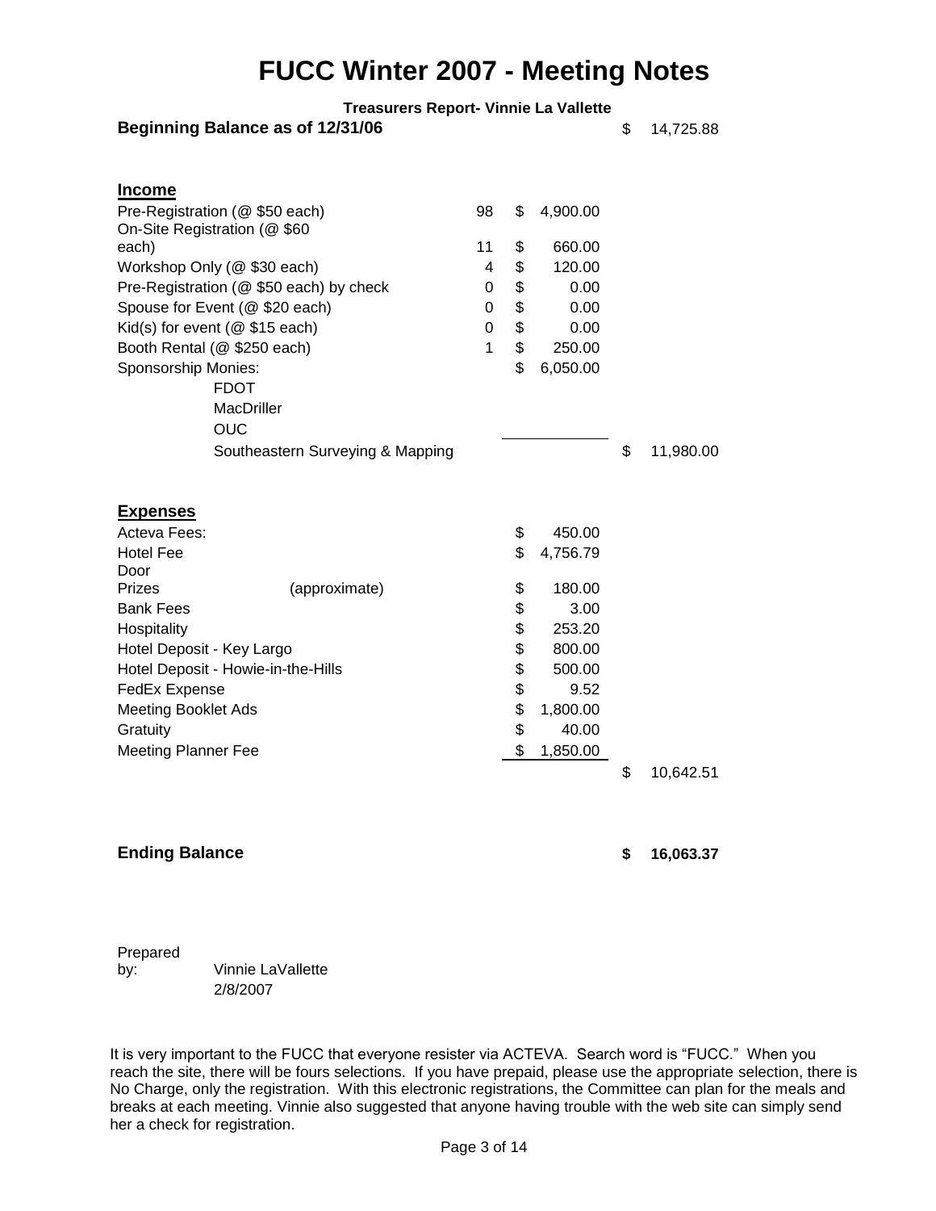# FUCC Winter 2007 - Meeting Notes

**Treasurers Report- Vinnie La Vallette**

**Beginning Balance as of 12/31/06** $ 14,725.88

| **Income** | | | |
|---|---|---|---|
| Pre-Registration (@ $50 each) | 98 | $ 4,900.00 | |
| On-Site Registration (@ $60 each) | 11 | $ 660.00 | |
| Workshop Only (@ $30 each) | 4 | $ 120.00 | |
| Pre-Registration (@ $50 each) by check | 0 | $ 0.00 | |
| Spouse for Event (@ $20 each) | 0 | $ 0.00 | |
| Kid(s) for event (@ $15 each) | 0 | $ 0.00 | |
| Booth Rental (@ $250 each) | 1 | $ 250.00 | |
| Sponsorship Monies: | | $ 6,050.00 | |
| FDOT | | | |
| MacDriller | | | |
| OUC | | | |
| Southeastern Surveying & Mapping | | | $ 11,980.00 |

| **Expenses** | | |
|---|---|---|
| Acteva Fees: | $ 450.00 | |
| Hotel Fee | $ 4,756.79 | |
| Door Prizes (approximate) | $ 180.00 | |
| Bank Fees | $ 3.00 | |
| Hospitality | $ 253.20 | |
| Hotel Deposit - Key Largo | $ 800.00 | |
| Hotel Deposit - Howie-in-the-Hills | $ 500.00 | |
| FedEx Expense | $ 9.52 | |
| Meeting Booklet Ads | $ 1,800.00 | |
| Gratuity | $ 40.00 | |
| Meeting Planner Fee | $ 1,850.00 | |
| | | $ 10,642.51 |

**Ending Balance** **$ 16,063.37**

Prepared by: Vinnie LaVallette
2/8/2007

It is very important to the FUCC that everyone resister via ACTEVA. Search word is "FUCC." When you reach the site, there will be fours selections. If you have prepaid, please use the appropriate selection, there is No Charge, only the registration. With this electronic registrations, the Committee can plan for the meals and breaks at each meeting. Vinnie also suggested that anyone having trouble with the web site can simply send her a check for registration.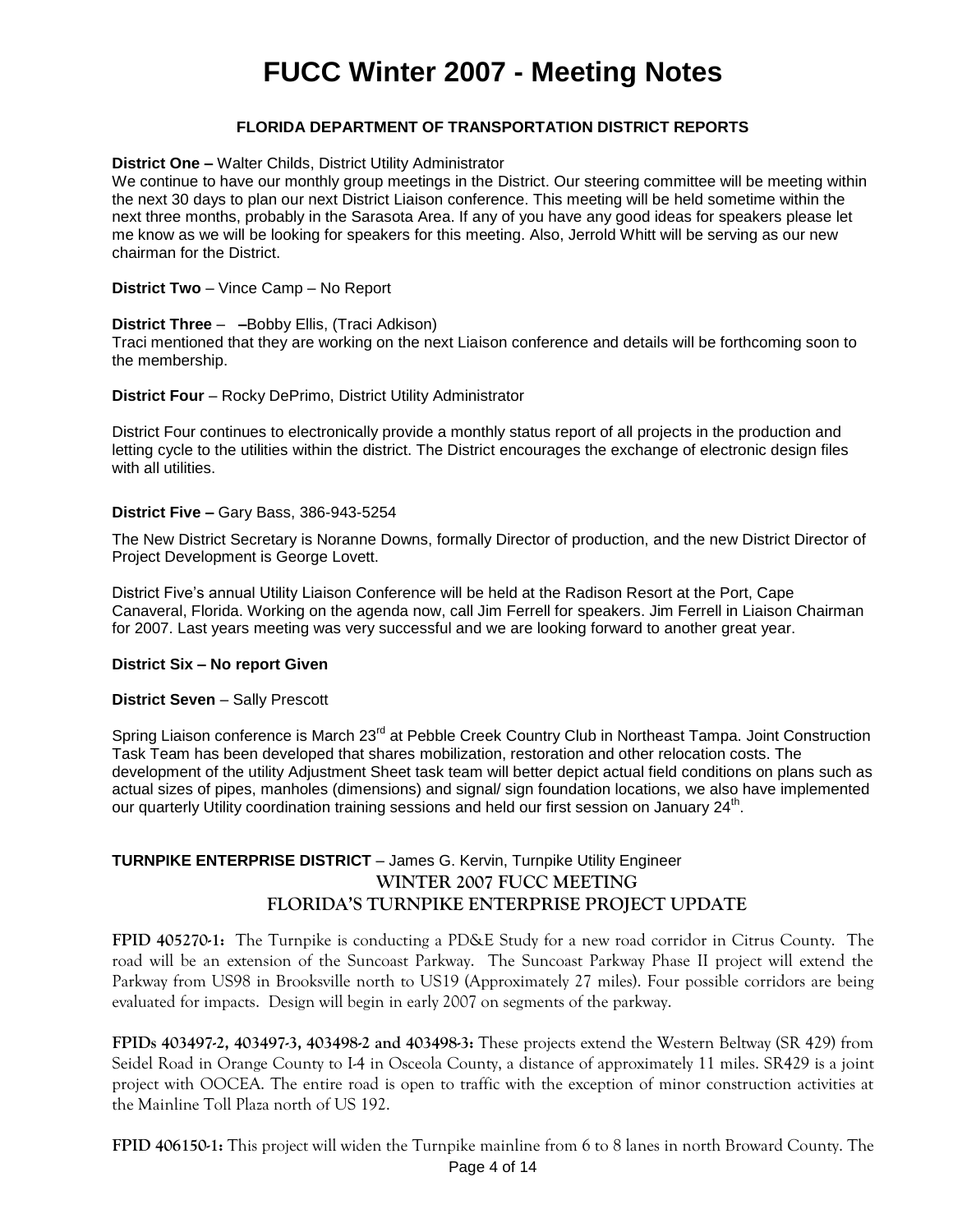# FUCC Winter 2007 - Meeting Notes

## FLORIDA DEPARTMENT OF TRANSPORTATION DISTRICT REPORTS

**District One –** Walter Childs, District Utility Administrator
We continue to have our monthly group meetings in the District. Our steering committee will be meeting within the next 30 days to plan our next District Liaison conference. This meeting will be held sometime within the next three months, probably in the Sarasota Area. If any of you have any good ideas for speakers please let me know as we will be looking for speakers for this meeting. Also, Jerrold Whitt will be serving as our new chairman for the District.

**District Two** – Vince Camp – No Report

**District Three** – **–**Bobby Ellis, (Traci Adkison)
Traci mentioned that they are working on the next Liaison conference and details will be forthcoming soon to the membership.

**District Four** – Rocky DePrimo, District Utility Administrator

District Four continues to electronically provide a monthly status report of all projects in the production and letting cycle to the utilities within the district. The District encourages the exchange of electronic design files with all utilities.

**District Five –** Gary Bass, 386-943-5254

The New District Secretary is Noranne Downs, formally Director of production, and the new District Director of Project Development is George Lovett.

District Five's annual Utility Liaison Conference will be held at the Radison Resort at the Port, Cape Canaveral, Florida. Working on the agenda now, call Jim Ferrell for speakers. Jim Ferrell in Liaison Chairman for 2007. Last years meeting was very successful and we are looking forward to another great year.

**District Six – No report Given**

**District Seven** – Sally Prescott

Spring Liaison conference is March 23rd at Pebble Creek Country Club in Northeast Tampa. Joint Construction Task Team has been developed that shares mobilization, restoration and other relocation costs. The development of the utility Adjustment Sheet task team will better depict actual field conditions on plans such as actual sizes of pipes, manholes (dimensions) and signal/ sign foundation locations, we also have implemented our quarterly Utility coordination training sessions and held our first session on January 24th.

**TURNPIKE ENTERPRISE DISTRICT** – James G. Kervin, Turnpike Utility Engineer

### WINTER 2007 FUCC MEETING
### FLORIDA'S TURNPIKE ENTERPRISE PROJECT UPDATE

**FPID 405270-1:** The Turnpike is conducting a PD&E Study for a new road corridor in Citrus County. The road will be an extension of the Suncoast Parkway. The Suncoast Parkway Phase II project will extend the Parkway from US98 in Brooksville north to US19 (Approximately 27 miles). Four possible corridors are being evaluated for impacts. Design will begin in early 2007 on segments of the parkway.

**FPIDs 403497-2, 403497-3, 403498-2 and 403498-3:** These projects extend the Western Beltway (SR 429) from Seidel Road in Orange County to I-4 in Osceola County, a distance of approximately 11 miles. SR429 is a joint project with OOCEA. The entire road is open to traffic with the exception of minor construction activities at the Mainline Toll Plaza north of US 192.

**FPID 406150-1:** This project will widen the Turnpike mainline from 6 to 8 lanes in north Broward County. The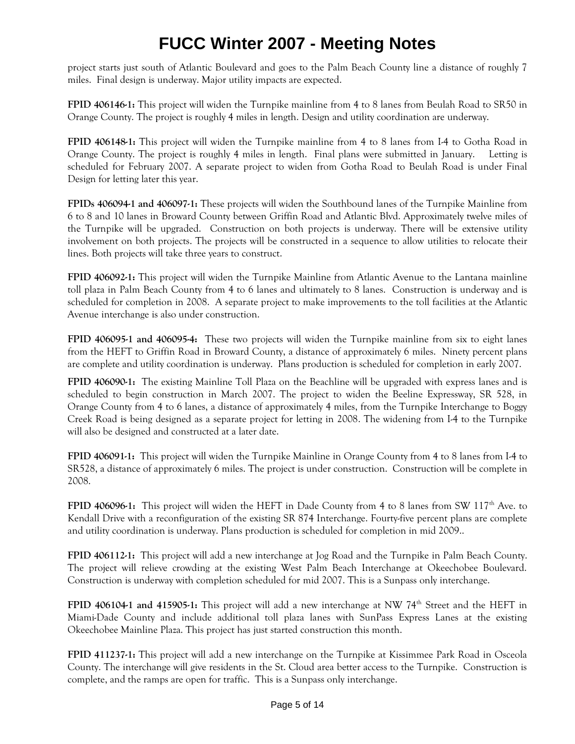project starts just south of Atlantic Boulevard and goes to the Palm Beach County line a distance of roughly 7 miles. Final design is underway. Major utility impacts are expected.

**FPID 406146-1:** This project will widen the Turnpike mainline from 4 to 8 lanes from Beulah Road to SR50 in Orange County. The project is roughly 4 miles in length. Design and utility coordination are underway.

**FPID 406148-1:** This project will widen the Turnpike mainline from 4 to 8 lanes from I-4 to Gotha Road in Orange County. The project is roughly 4 miles in length. Final plans were submitted in January. Letting is scheduled for February 2007. A separate project to widen from Gotha Road to Beulah Road is under Final Design for letting later this year.

**FPIDs 406094-1 and 406097-1:** These projects will widen the Southbound lanes of the Turnpike Mainline from 6 to 8 and 10 lanes in Broward County between Griffin Road and Atlantic Blvd. Approximately twelve miles of the Turnpike will be upgraded. Construction on both projects is underway. There will be extensive utility involvement on both projects. The projects will be constructed in a sequence to allow utilities to relocate their lines. Both projects will take three years to construct.

**FPID 406092-1:** This project will widen the Turnpike Mainline from Atlantic Avenue to the Lantana mainline toll plaza in Palm Beach County from 4 to 6 lanes and ultimately to 8 lanes. Construction is underway and is scheduled for completion in 2008. A separate project to make improvements to the toll facilities at the Atlantic Avenue interchange is also under construction.

**FPID 406095-1 and 406095-4:** These two projects will widen the Turnpike mainline from six to eight lanes from the HEFT to Griffin Road in Broward County, a distance of approximately 6 miles. Ninety percent plans are complete and utility coordination is underway. Plans production is scheduled for completion in early 2007.

**FPID 406090-1:** The existing Mainline Toll Plaza on the Beachline will be upgraded with express lanes and is scheduled to begin construction in March 2007. The project to widen the Beeline Expressway, SR 528, in Orange County from 4 to 6 lanes, a distance of approximately 4 miles, from the Turnpike Interchange to Boggy Creek Road is being designed as a separate project for letting in 2008. The widening from I-4 to the Turnpike will also be designed and constructed at a later date.

**FPID 406091-1:** This project will widen the Turnpike Mainline in Orange County from 4 to 8 lanes from I-4 to SR528, a distance of approximately 6 miles. The project is under construction. Construction will be complete in 2008.

**FPID 406096-1:** This project will widen the HEFT in Dade County from 4 to 8 lanes from SW 117th Ave. to Kendall Drive with a reconfiguration of the existing SR 874 Interchange. Fourty-five percent plans are complete and utility coordination is underway. Plans production is scheduled for completion in mid 2009..

**FPID 406112-1:** This project will add a new interchange at Jog Road and the Turnpike in Palm Beach County. The project will relieve crowding at the existing West Palm Beach Interchange at Okeechobee Boulevard. Construction is underway with completion scheduled for mid 2007. This is a Sunpass only interchange.

**FPID 406104-1 and 415905-1:** This project will add a new interchange at NW 74th Street and the HEFT in Miami-Dade County and include additional toll plaza lanes with SunPass Express Lanes at the existing Okeechobee Mainline Plaza. This project has just started construction this month.

**FPID 411237-1:** This project will add a new interchange on the Turnpike at Kissimmee Park Road in Osceola County. The interchange will give residents in the St. Cloud area better access to the Turnpike. Construction is complete, and the ramps are open for traffic. This is a Sunpass only interchange.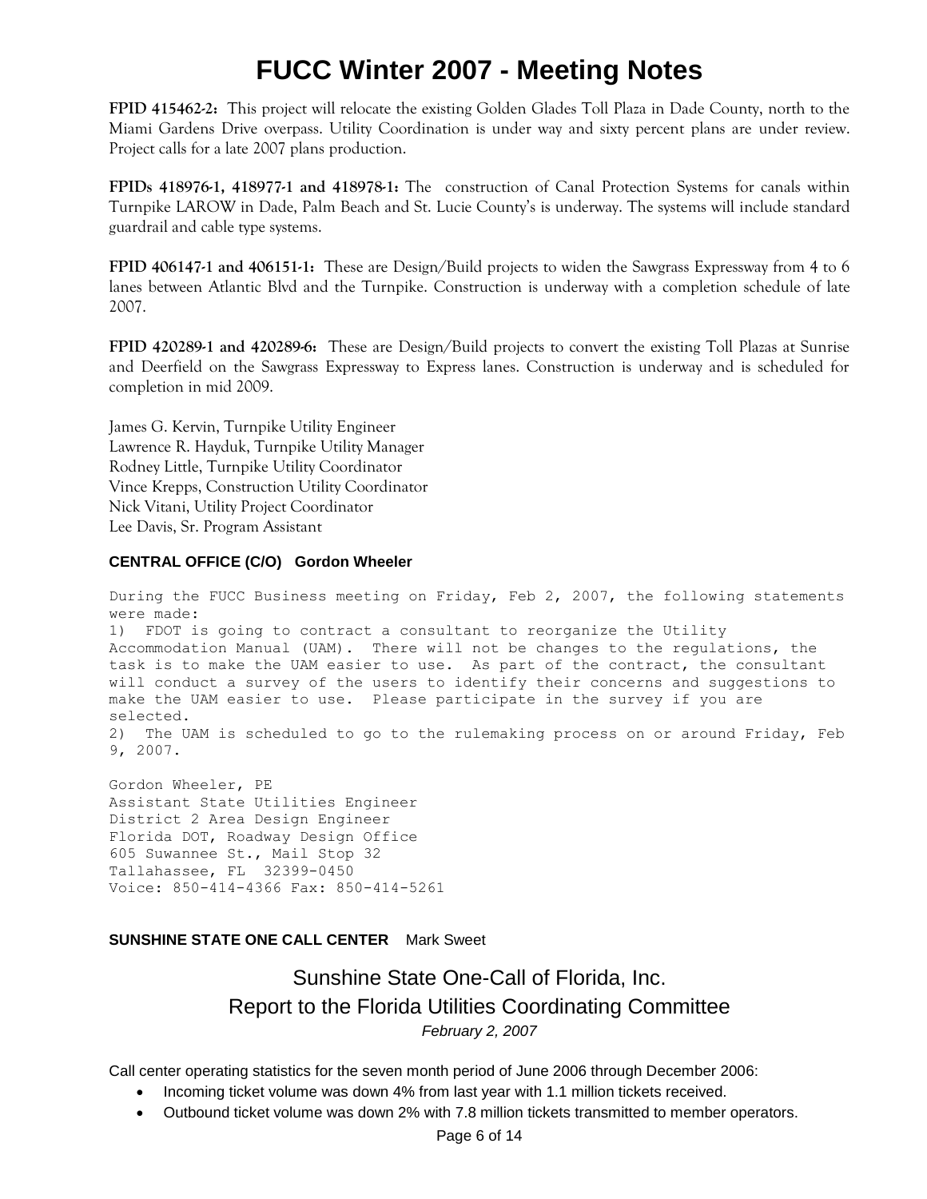**FPID 415462-2:** This project will relocate the existing Golden Glades Toll Plaza in Dade County, north to the Miami Gardens Drive overpass. Utility Coordination is under way and sixty percent plans are under review. Project calls for a late 2007 plans production.

**FPIDs 418976-1, 418977-1 and 418978-1:** The construction of Canal Protection Systems for canals within Turnpike LAROW in Dade, Palm Beach and St. Lucie County's is underway. The systems will include standard guardrail and cable type systems.

**FPID 406147-1 and 406151-1:** These are Design/Build projects to widen the Sawgrass Expressway from 4 to 6 lanes between Atlantic Blvd and the Turnpike. Construction is underway with a completion schedule of late 2007.

**FPID 420289-1 and 420289-6:** These are Design/Build projects to convert the existing Toll Plazas at Sunrise and Deerfield on the Sawgrass Expressway to Express lanes. Construction is underway and is scheduled for completion in mid 2009.

James G. Kervin, Turnpike Utility Engineer
Lawrence R. Hayduk, Turnpike Utility Manager
Rodney Little, Turnpike Utility Coordinator
Vince Krepps, Construction Utility Coordinator
Nick Vitani, Utility Project Coordinator
Lee Davis, Sr. Program Assistant

### CENTRAL OFFICE (C/O) Gordon Wheeler

During the FUCC Business meeting on Friday, Feb 2, 2007, the following statements were made:

1) FDOT is going to contract a consultant to reorganize the Utility Accommodation Manual (UAM). There will not be changes to the regulations, the task is to make the UAM easier to use. As part of the contract, the consultant will conduct a survey of the users to identify their concerns and suggestions to make the UAM easier to use. Please participate in the survey if you are selected.
2) The UAM is scheduled to go to the rulemaking process on or around Friday, Feb 9, 2007.

Gordon Wheeler, PE
Assistant State Utilities Engineer
District 2 Area Design Engineer
Florida DOT, Roadway Design Office
605 Suwannee St., Mail Stop 32
Tallahassee, FL 32399-0450
Voice: 850-414-4366 Fax: 850-414-5261

### SUNSHINE STATE ONE CALL CENTER Mark Sweet

## Sunshine State One-Call of Florida, Inc.
## Report to the Florida Utilities Coordinating Committee

*February 2, 2007*

Call center operating statistics for the seven month period of June 2006 through December 2006:

- Incoming ticket volume was down 4% from last year with 1.1 million tickets received.
- Outbound ticket volume was down 2% with 7.8 million tickets transmitted to member operators.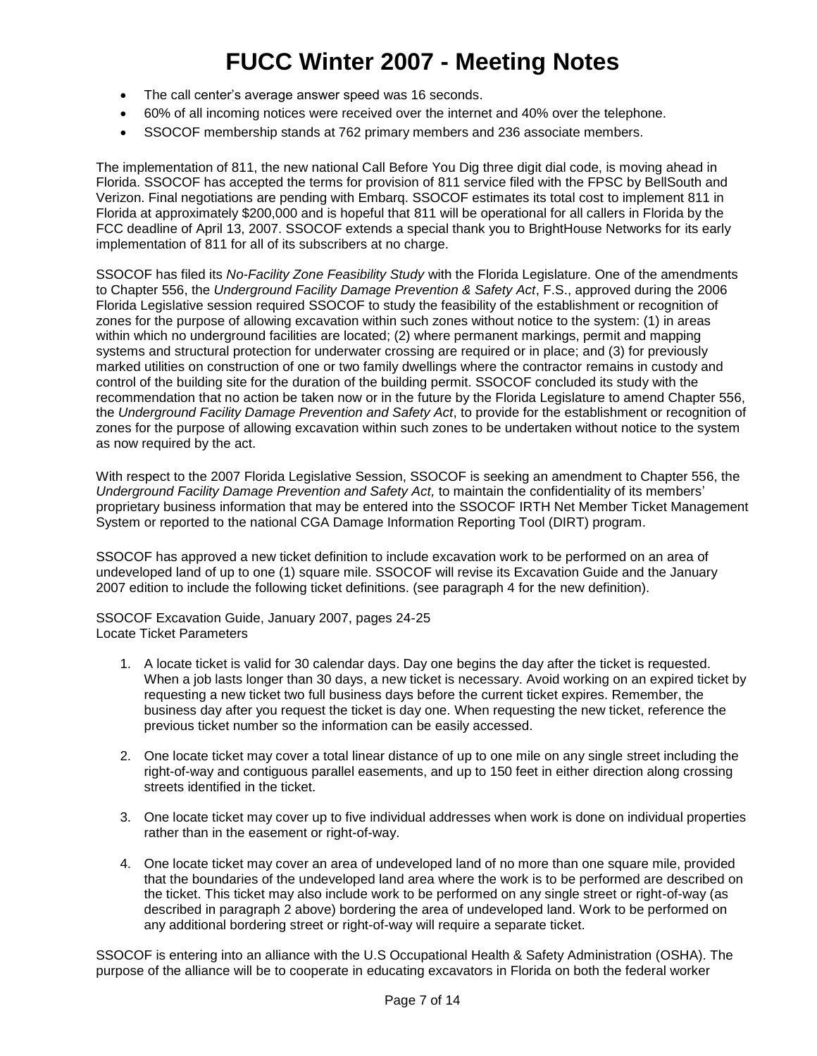# FUCC Winter 2007 - Meeting Notes

- The call center's average answer speed was 16 seconds.
- 60% of all incoming notices were received over the internet and 40% over the telephone.
- SSOCOF membership stands at 762 primary members and 236 associate members.

The implementation of 811, the new national Call Before You Dig three digit dial code, is moving ahead in Florida. SSOCOF has accepted the terms for provision of 811 service filed with the FPSC by BellSouth and Verizon. Final negotiations are pending with Embarq. SSOCOF estimates its total cost to implement 811 in Florida at approximately $200,000 and is hopeful that 811 will be operational for all callers in Florida by the FCC deadline of April 13, 2007. SSOCOF extends a special thank you to BrightHouse Networks for its early implementation of 811 for all of its subscribers at no charge.

SSOCOF has filed its *No-Facility Zone Feasibility Study* with the Florida Legislature. One of the amendments to Chapter 556, the *Underground Facility Damage Prevention & Safety Act*, F.S., approved during the 2006 Florida Legislative session required SSOCOF to study the feasibility of the establishment or recognition of zones for the purpose of allowing excavation within such zones without notice to the system: (1) in areas within which no underground facilities are located; (2) where permanent markings, permit and mapping systems and structural protection for underwater crossing are required or in place; and (3) for previously marked utilities on construction of one or two family dwellings where the contractor remains in custody and control of the building site for the duration of the building permit. SSOCOF concluded its study with the recommendation that no action be taken now or in the future by the Florida Legislature to amend Chapter 556, the *Underground Facility Damage Prevention and Safety Act*, to provide for the establishment or recognition of zones for the purpose of allowing excavation within such zones to be undertaken without notice to the system as now required by the act.

With respect to the 2007 Florida Legislative Session, SSOCOF is seeking an amendment to Chapter 556, the *Underground Facility Damage Prevention and Safety Act,* to maintain the confidentiality of its members' proprietary business information that may be entered into the SSOCOF IRTH Net Member Ticket Management System or reported to the national CGA Damage Information Reporting Tool (DIRT) program.

SSOCOF has approved a new ticket definition to include excavation work to be performed on an area of undeveloped land of up to one (1) square mile. SSOCOF will revise its Excavation Guide and the January 2007 edition to include the following ticket definitions. (see paragraph 4 for the new definition).

SSOCOF Excavation Guide, January 2007, pages 24-25
Locate Ticket Parameters

1. A locate ticket is valid for 30 calendar days. Day one begins the day after the ticket is requested. When a job lasts longer than 30 days, a new ticket is necessary. Avoid working on an expired ticket by requesting a new ticket two full business days before the current ticket expires. Remember, the business day after you request the ticket is day one. When requesting the new ticket, reference the previous ticket number so the information can be easily accessed.

2. One locate ticket may cover a total linear distance of up to one mile on any single street including the right-of-way and contiguous parallel easements, and up to 150 feet in either direction along crossing streets identified in the ticket.

3. One locate ticket may cover up to five individual addresses when work is done on individual properties rather than in the easement or right-of-way.

4. One locate ticket may cover an area of undeveloped land of no more than one square mile, provided that the boundaries of the undeveloped land area where the work is to be performed are described on the ticket. This ticket may also include work to be performed on any single street or right-of-way (as described in paragraph 2 above) bordering the area of undeveloped land. Work to be performed on any additional bordering street or right-of-way will require a separate ticket.

SSOCOF is entering into an alliance with the U.S Occupational Health & Safety Administration (OSHA). The purpose of the alliance will be to cooperate in educating excavators in Florida on both the federal worker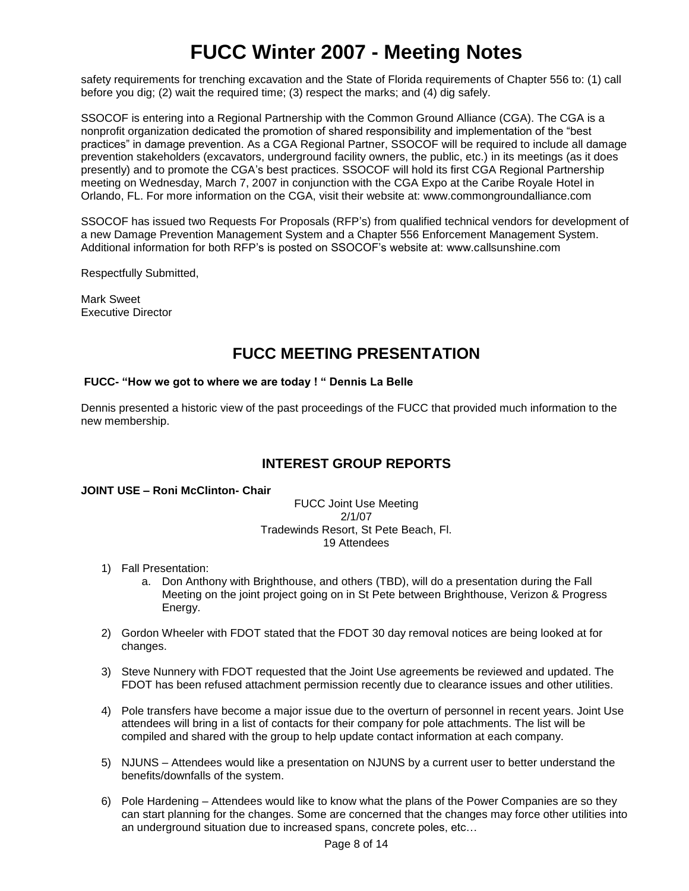safety requirements for trenching excavation and the State of Florida requirements of Chapter 556 to: (1) call before you dig; (2) wait the required time; (3) respect the marks; and (4) dig safely.

SSOCOF is entering into a Regional Partnership with the Common Ground Alliance (CGA). The CGA is a nonprofit organization dedicated the promotion of shared responsibility and implementation of the "best practices" in damage prevention. As a CGA Regional Partner, SSOCOF will be required to include all damage prevention stakeholders (excavators, underground facility owners, the public, etc.) in its meetings (as it does presently) and to promote the CGA's best practices. SSOCOF will hold its first CGA Regional Partnership meeting on Wednesday, March 7, 2007 in conjunction with the CGA Expo at the Caribe Royale Hotel in Orlando, FL. For more information on the CGA, visit their website at: www.commongroundalliance.com

SSOCOF has issued two Requests For Proposals (RFP's) from qualified technical vendors for development of a new Damage Prevention Management System and a Chapter 556 Enforcement Management System. Additional information for both RFP's is posted on SSOCOF's website at: www.callsunshine.com

Respectfully Submitted,

Mark Sweet
Executive Director

## FUCC MEETING PRESENTATION

**FUCC- "How we got to where we are today ! " Dennis La Belle**

Dennis presented a historic view of the past proceedings of the FUCC that provided much information to the new membership.

## INTEREST GROUP REPORTS

**JOINT USE – Roni McClinton- Chair**

FUCC Joint Use Meeting
2/1/07
Tradewinds Resort, St Pete Beach, Fl.
19 Attendees

1) Fall Presentation:
    a. Don Anthony with Brighthouse, and others (TBD), will do a presentation during the Fall Meeting on the joint project going on in St Pete between Brighthouse, Verizon & Progress Energy.

2) Gordon Wheeler with FDOT stated that the FDOT 30 day removal notices are being looked at for changes.

3) Steve Nunnery with FDOT requested that the Joint Use agreements be reviewed and updated. The FDOT has been refused attachment permission recently due to clearance issues and other utilities.

4) Pole transfers have become a major issue due to the overturn of personnel in recent years. Joint Use attendees will bring in a list of contacts for their company for pole attachments. The list will be compiled and shared with the group to help update contact information at each company.

5) NJUNS – Attendees would like a presentation on NJUNS by a current user to better understand the benefits/downfalls of the system.

6) Pole Hardening – Attendees would like to know what the plans of the Power Companies are so they can start planning for the changes. Some are concerned that the changes may force other utilities into an underground situation due to increased spans, concrete poles, etc…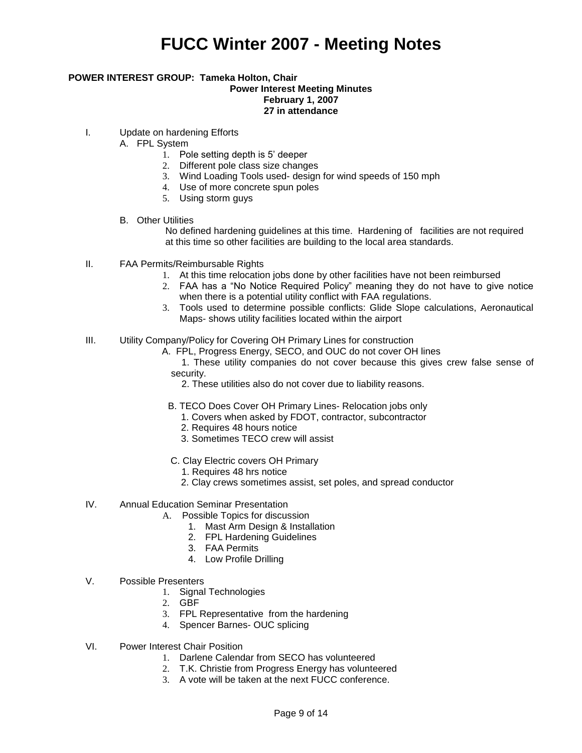# FUCC Winter 2007 - Meeting Notes

**POWER INTEREST GROUP: Tameka Holton, Chair**

**Power Interest Meeting Minutes**
**February 1, 2007**
**27 in attendance**

I. Update on hardening Efforts

  A. FPL System

    1. Pole setting depth is 5' deeper
    2. Different pole class size changes
    3. Wind Loading Tools used- design for wind speeds of 150 mph
    4. Use of more concrete spun poles
    5. Using storm guys

  B. Other Utilities

    No defined hardening guidelines at this time. Hardening of facilities are not required at this time so other facilities are building to the local area standards.

II. FAA Permits/Reimbursable Rights

  1. At this time relocation jobs done by other facilities have not been reimbursed
  2. FAA has a "No Notice Required Policy" meaning they do not have to give notice when there is a potential utility conflict with FAA regulations.
  3. Tools used to determine possible conflicts: Glide Slope calculations, Aeronautical Maps- shows utility facilities located within the airport

III. Utility Company/Policy for Covering OH Primary Lines for construction

  A. FPL, Progress Energy, SECO, and OUC do not cover OH lines

    1. These utility companies do not cover because this gives crew false sense of security.
    2. These utilities also do not cover due to liability reasons.

  B. TECO Does Cover OH Primary Lines- Relocation jobs only

    1. Covers when asked by FDOT, contractor, subcontractor
    2. Requires 48 hours notice
    3. Sometimes TECO crew will assist

  C. Clay Electric covers OH Primary

    1. Requires 48 hrs notice
    2. Clay crews sometimes assist, set poles, and spread conductor

IV. Annual Education Seminar Presentation

  A. Possible Topics for discussion

    1. Mast Arm Design & Installation
    2. FPL Hardening Guidelines
    3. FAA Permits
    4. Low Profile Drilling

V. Possible Presenters

  1. Signal Technologies
  2. GBF
  3. FPL Representative from the hardening
  4. Spencer Barnes- OUC splicing

VI. Power Interest Chair Position

  1. Darlene Calendar from SECO has volunteered
  2. T.K. Christie from Progress Energy has volunteered
  3. A vote will be taken at the next FUCC conference.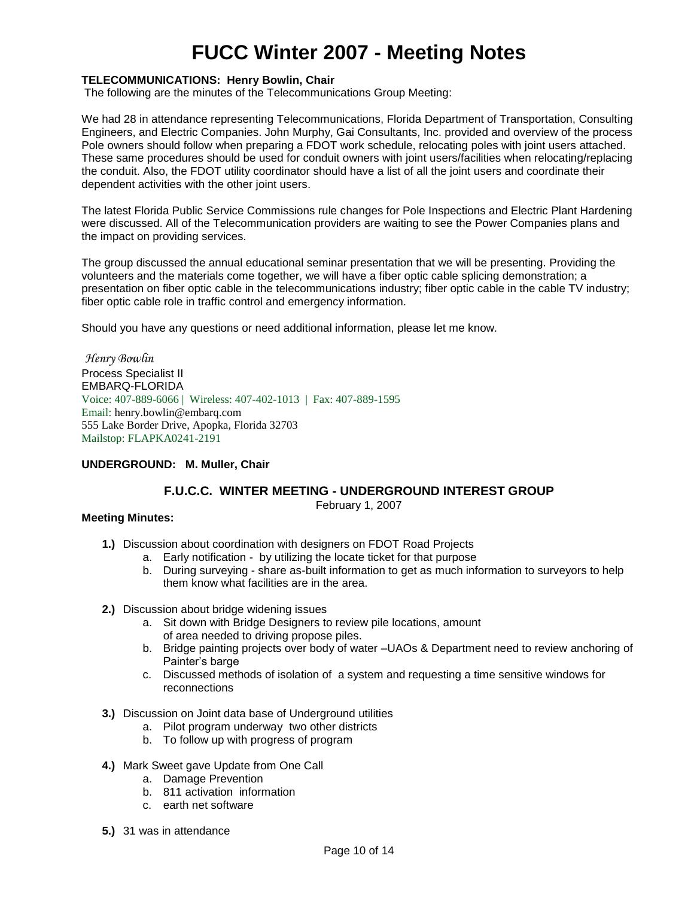# FUCC Winter 2007 - Meeting Notes

**TELECOMMUNICATIONS: Henry Bowlin, Chair**

The following are the minutes of the Telecommunications Group Meeting:

We had 28 in attendance representing Telecommunications, Florida Department of Transportation, Consulting Engineers, and Electric Companies. John Murphy, Gai Consultants, Inc. provided and overview of the process Pole owners should follow when preparing a FDOT work schedule, relocating poles with joint users attached. These same procedures should be used for conduit owners with joint users/facilities when relocating/replacing the conduit. Also, the FDOT utility coordinator should have a list of all the joint users and coordinate their dependent activities with the other joint users.

The latest Florida Public Service Commissions rule changes for Pole Inspections and Electric Plant Hardening were discussed. All of the Telecommunication providers are waiting to see the Power Companies plans and the impact on providing services.

The group discussed the annual educational seminar presentation that we will be presenting. Providing the volunteers and the materials come together, we will have a fiber optic cable splicing demonstration; a presentation on fiber optic cable in the telecommunications industry; fiber optic cable in the cable TV industry; fiber optic cable role in traffic control and emergency information.

Should you have any questions or need additional information, please let me know.

*Henry Bowlin*
Process Specialist II
EMBARQ-FLORIDA
Voice: 407-889-6066 | Wireless: 407-402-1013 | Fax: 407-889-1595
Email: henry.bowlin@embarq.com
555 Lake Border Drive, Apopka, Florida 32703
Mailstop: FLAPKA0241-2191

**UNDERGROUND: M. Muller, Chair**

### F.U.C.C. WINTER MEETING - UNDERGROUND INTEREST GROUP

February 1, 2007

**Meeting Minutes:**

**1.)** Discussion about coordination with designers on FDOT Road Projects
   a. Early notification - by utilizing the locate ticket for that purpose
   b. During surveying - share as-built information to get as much information to surveyors to help them know what facilities are in the area.

**2.)** Discussion about bridge widening issues
   a. Sit down with Bridge Designers to review pile locations, amount of area needed to driving propose piles.
   b. Bridge painting projects over body of water –UAOs & Department need to review anchoring of Painter's barge
   c. Discussed methods of isolation of a system and requesting a time sensitive windows for reconnections

**3.)** Discussion on Joint data base of Underground utilities
   a. Pilot program underway two other districts
   b. To follow up with progress of program

**4.)** Mark Sweet gave Update from One Call
   a. Damage Prevention
   b. 811 activation information
   c. earth net software

**5.)** 31 was in attendance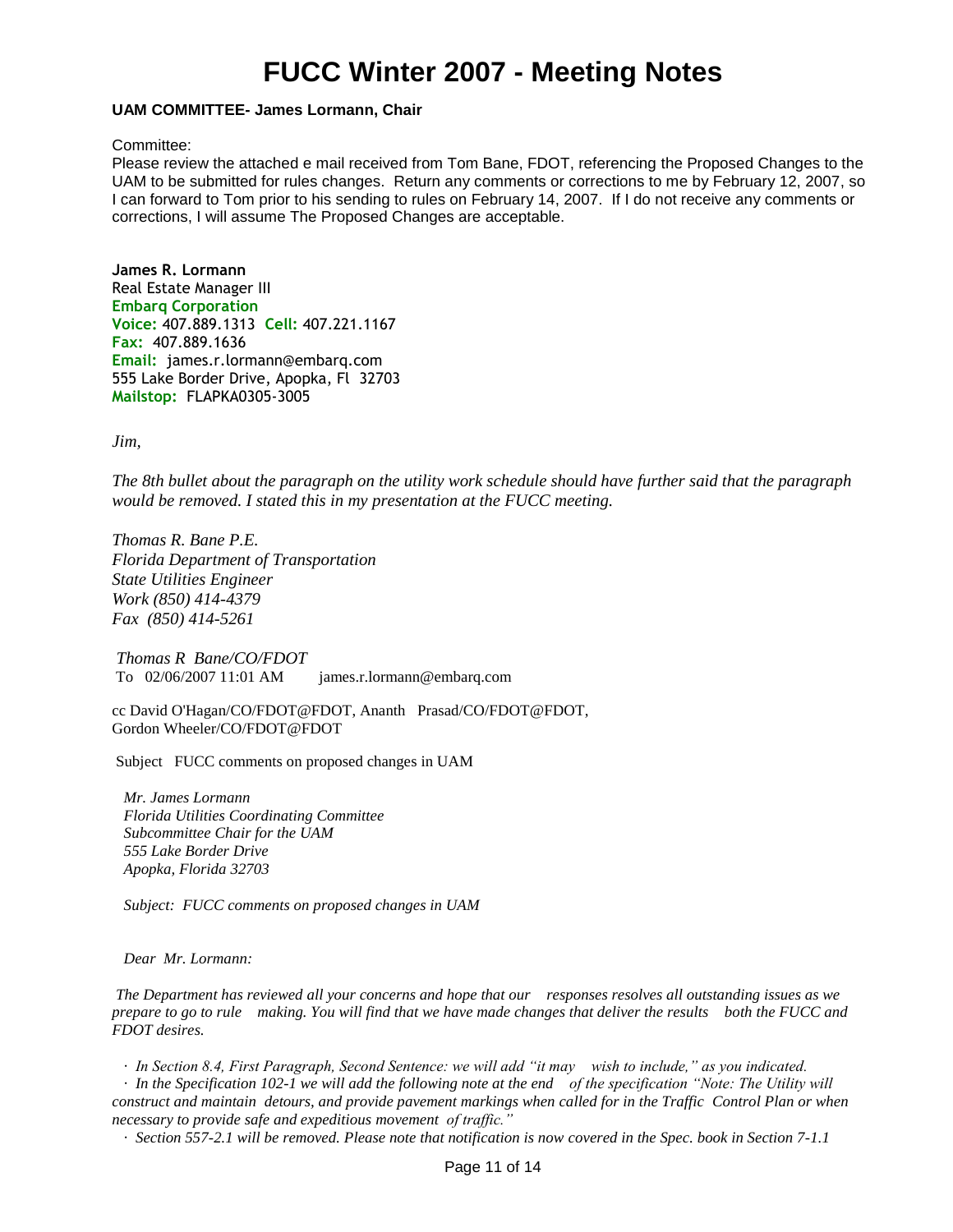# FUCC Winter 2007 - Meeting Notes

**UAM COMMITTEE- James Lormann, Chair**

Committee:
Please review the attached e mail received from Tom Bane, FDOT, referencing the Proposed Changes to the UAM to be submitted for rules changes. Return any comments or corrections to me by February 12, 2007, so I can forward to Tom prior to his sending to rules on February 14, 2007. If I do not receive any comments or corrections, I will assume The Proposed Changes are acceptable.

**James R. Lormann**
Real Estate Manager III
**Embarq Corporation**
**Voice:** 407.889.1313 **Cell:** 407.221.1167
**Fax:** 407.889.1636
**Email:** james.r.lormann@embarq.com
555 Lake Border Drive, Apopka, Fl 32703
**Mailstop:** FLAPKA0305-3005

*Jim,*

*The 8th bullet about the paragraph on the utility work schedule should have further said that the paragraph would be removed. I stated this in my presentation at the FUCC meeting.*

*Thomas R. Bane P.E.*
*Florida Department of Transportation*
*State Utilities Engineer*
*Work (850) 414-4379*
*Fax (850) 414-5261*

*Thomas R Bane/CO/FDOT*
To 02/06/2007 11:01 AM james.r.lormann@embarq.com

cc David O'Hagan/CO/FDOT@FDOT, Ananth Prasad/CO/FDOT@FDOT, Gordon Wheeler/CO/FDOT@FDOT

Subject FUCC comments on proposed changes in UAM

*Mr. James Lormann*
*Florida Utilities Coordinating Committee*
*Subcommittee Chair for the UAM*
*555 Lake Border Drive*
*Apopka, Florida 32703*

*Subject: FUCC comments on proposed changes in UAM*

*Dear Mr. Lormann:*

*The Department has reviewed all your concerns and hope that our responses resolves all outstanding issues as we prepare to go to rule making. You will find that we have made changes that deliver the results both the FUCC and FDOT desires.*

- *In Section 8.4, First Paragraph, Second Sentence: we will add "it may wish to include," as you indicated.*
- *In the Specification 102-1 we will add the following note at the end of the specification "Note: The Utility will construct and maintain detours, and provide pavement markings when called for in the Traffic Control Plan or when necessary to provide safe and expeditious movement of traffic."*
- *Section 557-2.1 will be removed. Please note that notification is now covered in the Spec. book in Section 7-1.1*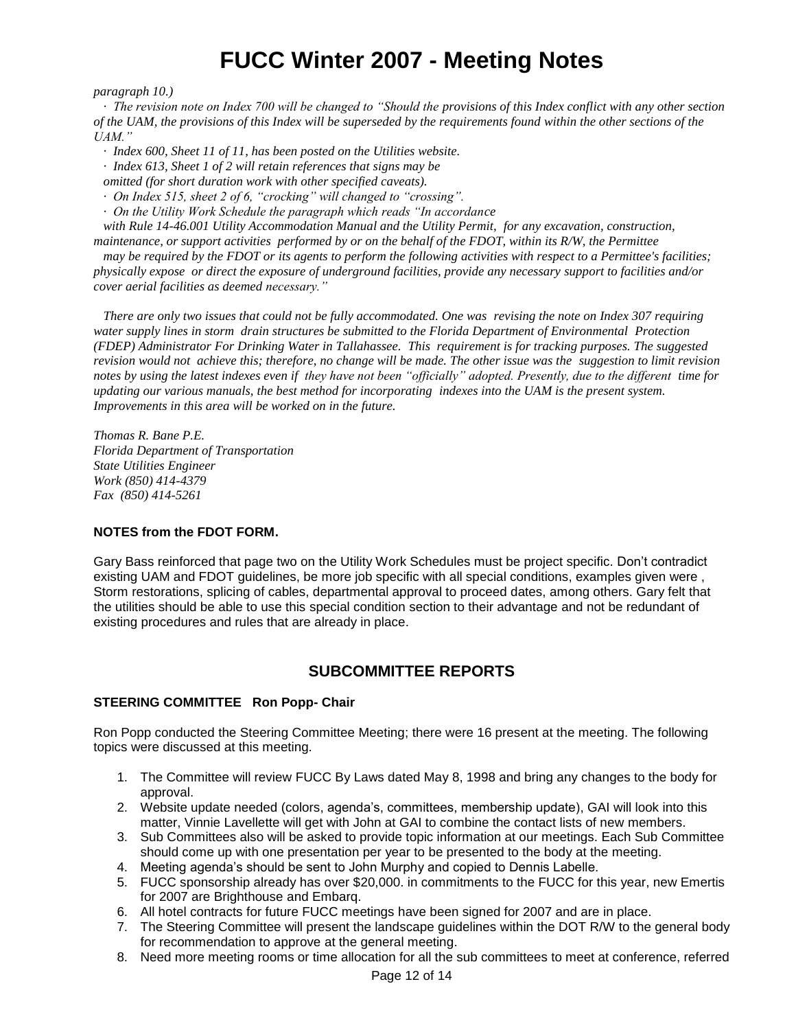*paragraph 10.)*

*· The revision note on Index 700 will be changed to "Should the provisions of this Index conflict with any other section of the UAM, the provisions of this Index will be superseded by the requirements found within the other sections of the UAM."*

*· Index 600, Sheet 11 of 11, has been posted on the Utilities website.*

*· Index 613, Sheet 1 of 2 will retain references that signs may be omitted (for short duration work with other specified caveats).*

*· On Index 515, sheet 2 of 6, "crocking" will changed to "crossing".*

*· On the Utility Work Schedule the paragraph which reads "In accordance with Rule 14-46.001 Utility Accommodation Manual and the Utility Permit, for any excavation, construction, maintenance, or support activities performed by or on the behalf of the FDOT, within its R/W, the Permittee may be required by the FDOT or its agents to perform the following activities with respect to a Permittee's facilities; physically expose or direct the exposure of underground facilities, provide any necessary support to facilities and/or cover aerial facilities as deemed necessary."*

*There are only two issues that could not be fully accommodated. One was revising the note on Index 307 requiring water supply lines in storm drain structures be submitted to the Florida Department of Environmental Protection (FDEP) Administrator For Drinking Water in Tallahassee. This requirement is for tracking purposes. The suggested revision would not achieve this; therefore, no change will be made. The other issue was the suggestion to limit revision notes by using the latest indexes even if they have not been "officially" adopted. Presently, due to the different time for updating our various manuals, the best method for incorporating indexes into the UAM is the present system. Improvements in this area will be worked on in the future.*

*Thomas R. Bane P.E.*
*Florida Department of Transportation*
*State Utilities Engineer*
*Work (850) 414-4379*
*Fax (850) 414-5261*

**NOTES from the FDOT FORM.**

Gary Bass reinforced that page two on the Utility Work Schedules must be project specific. Don't contradict existing UAM and FDOT guidelines, be more job specific with all special conditions, examples given were , Storm restorations, splicing of cables, departmental approval to proceed dates, among others. Gary felt that the utilities should be able to use this special condition section to their advantage and not be redundant of existing procedures and rules that are already in place.

## SUBCOMMITTEE REPORTS

**STEERING COMMITTEE Ron Popp- Chair**

Ron Popp conducted the Steering Committee Meeting; there were 16 present at the meeting. The following topics were discussed at this meeting.

1. The Committee will review FUCC By Laws dated May 8, 1998 and bring any changes to the body for approval.
2. Website update needed (colors, agenda's, committees, membership update), GAI will look into this matter, Vinnie Lavellette will get with John at GAI to combine the contact lists of new members.
3. Sub Committees also will be asked to provide topic information at our meetings. Each Sub Committee should come up with one presentation per year to be presented to the body at the meeting.
4. Meeting agenda's should be sent to John Murphy and copied to Dennis Labelle.
5. FUCC sponsorship already has over $20,000. in commitments to the FUCC for this year, new Emertis for 2007 are Brighthouse and Embarq.
6. All hotel contracts for future FUCC meetings have been signed for 2007 and are in place.
7. The Steering Committee will present the landscape guidelines within the DOT R/W to the general body for recommendation to approve at the general meeting.
8. Need more meeting rooms or time allocation for all the sub committees to meet at conference, referred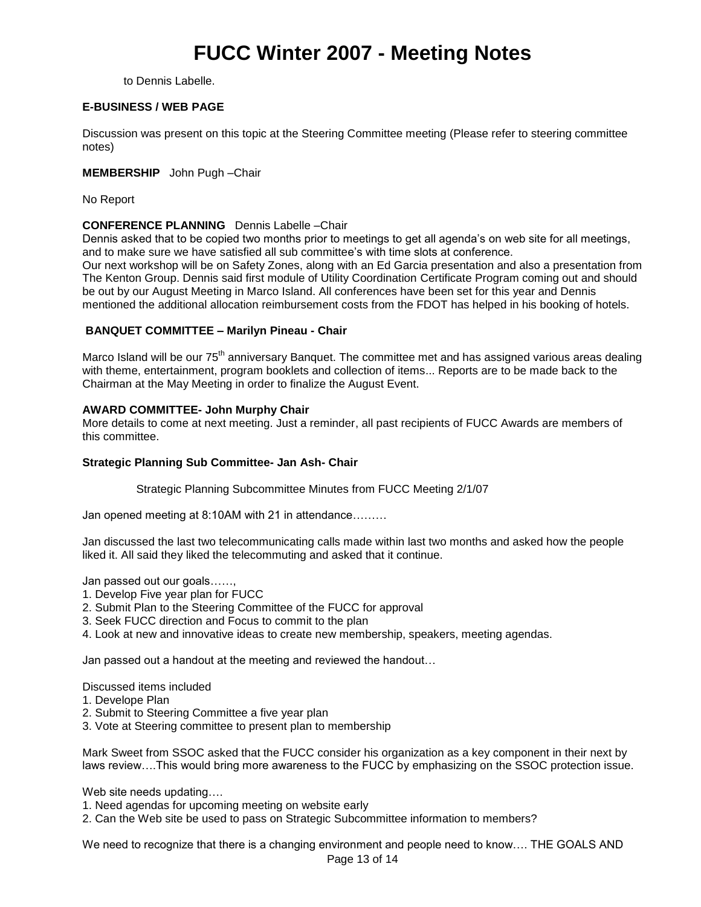to Dennis Labelle.

**E-BUSINESS / WEB PAGE**

Discussion was present on this topic at the Steering Committee meeting (Please refer to steering committee notes)

**MEMBERSHIP** John Pugh –Chair

No Report

**CONFERENCE PLANNING** Dennis Labelle –Chair

Dennis asked that to be copied two months prior to meetings to get all agenda's on web site for all meetings, and to make sure we have satisfied all sub committee's with time slots at conference.

Our next workshop will be on Safety Zones, along with an Ed Garcia presentation and also a presentation from The Kenton Group. Dennis said first module of Utility Coordination Certificate Program coming out and should be out by our August Meeting in Marco Island. All conferences have been set for this year and Dennis mentioned the additional allocation reimbursement costs from the FDOT has helped in his booking of hotels.

**BANQUET COMMITTEE – Marilyn Pineau - Chair**

Marco Island will be our 75th anniversary Banquet. The committee met and has assigned various areas dealing with theme, entertainment, program booklets and collection of items... Reports are to be made back to the Chairman at the May Meeting in order to finalize the August Event.

**AWARD COMMITTEE- John Murphy Chair**

More details to come at next meeting. Just a reminder, all past recipients of FUCC Awards are members of this committee.

**Strategic Planning Sub Committee- Jan Ash- Chair**

Strategic Planning Subcommittee Minutes from FUCC Meeting 2/1/07

Jan opened meeting at 8:10AM with 21 in attendance………

Jan discussed the last two telecommunicating calls made within last two months and asked how the people liked it. All said they liked the telecommuting and asked that it continue.

Jan passed out our goals……,

1. Develop Five year plan for FUCC
2. Submit Plan to the Steering Committee of the FUCC for approval
3. Seek FUCC direction and Focus to commit to the plan
4. Look at new and innovative ideas to create new membership, speakers, meeting agendas.

Jan passed out a handout at the meeting and reviewed the handout…

Discussed items included

1. Develope Plan
2. Submit to Steering Committee a five year plan
3. Vote at Steering committee to present plan to membership

Mark Sweet from SSOC asked that the FUCC consider his organization as a key component in their next by laws review….This would bring more awareness to the FUCC by emphasizing on the SSOC protection issue.

Web site needs updating….

1. Need agendas for upcoming meeting on website early
2. Can the Web site be used to pass on Strategic Subcommittee information to members?

We need to recognize that there is a changing environment and people need to know…. THE GOALS AND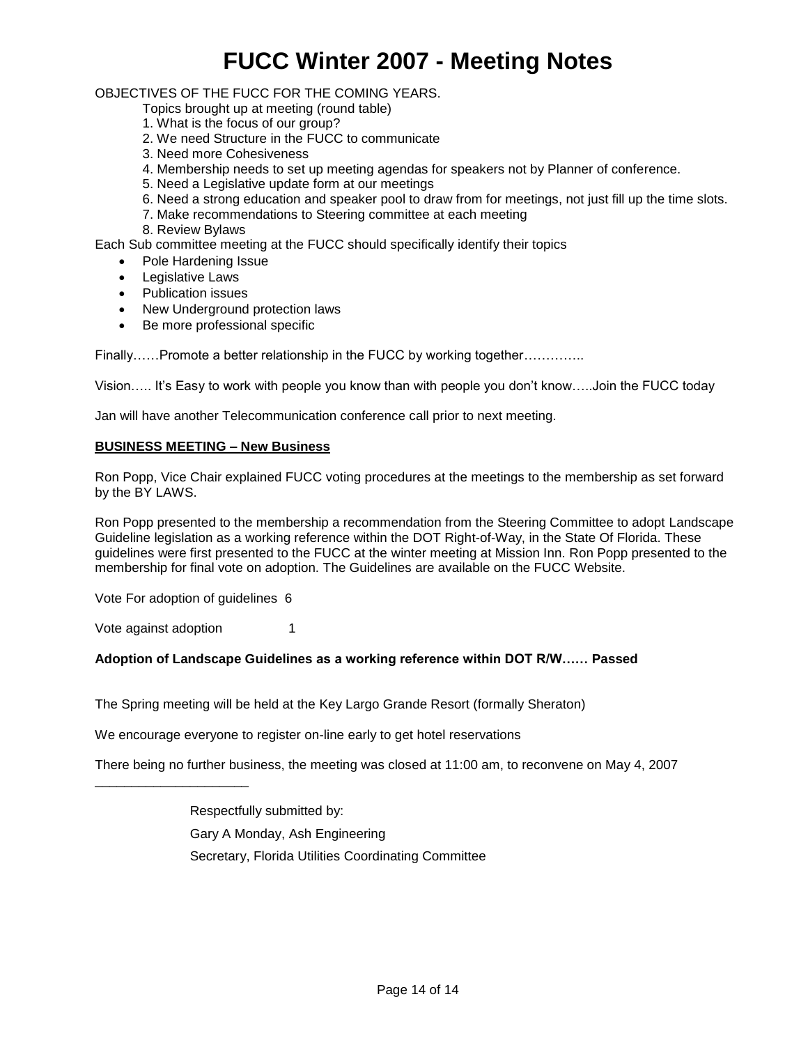# FUCC Winter 2007 - Meeting Notes

OBJECTIVES OF THE FUCC FOR THE COMING YEARS.

Topics brought up at meeting (round table)

1. What is the focus of our group?
2. We need Structure in the FUCC to communicate
3. Need more Cohesiveness
4. Membership needs to set up meeting agendas for speakers not by Planner of conference.
5. Need a Legislative update form at our meetings
6. Need a strong education and speaker pool to draw from for meetings, not just fill up the time slots.
7. Make recommendations to Steering committee at each meeting
8. Review Bylaws

Each Sub committee meeting at the FUCC should specifically identify their topics

- Pole Hardening Issue
- Legislative Laws
- Publication issues
- New Underground protection laws
- Be more professional specific

Finally……Promote a better relationship in the FUCC by working together…………..

Vision….. It's Easy to work with people you know than with people you don't know…..Join the FUCC today

Jan will have another Telecommunication conference call prior to next meeting.

**BUSINESS MEETING – New Business**

Ron Popp, Vice Chair explained FUCC voting procedures at the meetings to the membership as set forward by the BY LAWS.

Ron Popp presented to the membership a recommendation from the Steering Committee to adopt Landscape Guideline legislation as a working reference within the DOT Right-of-Way, in the State Of Florida. These guidelines were first presented to the FUCC at the winter meeting at Mission Inn. Ron Popp presented to the membership for final vote on adoption. The Guidelines are available on the FUCC Website.

Vote For adoption of guidelines 6

Vote against adoption 1

**Adoption of Landscape Guidelines as a working reference within DOT R/W…… Passed**

The Spring meeting will be held at the Key Largo Grande Resort (formally Sheraton)

We encourage everyone to register on-line early to get hotel reservations

There being no further business, the meeting was closed at 11:00 am, to reconvene on May 4, 2007

---

Respectfully submitted by:

Gary A Monday, Ash Engineering

Secretary, Florida Utilities Coordinating Committee